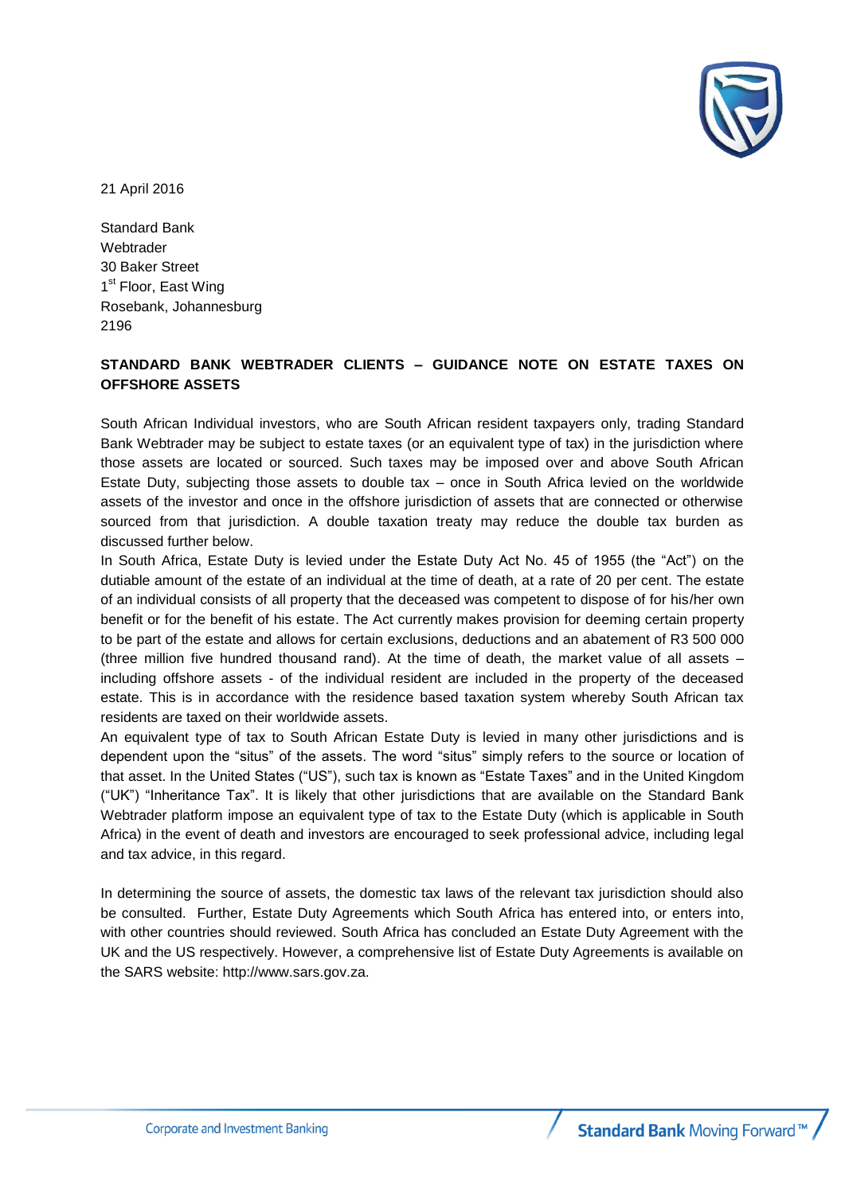21 April 2016

Standard Bank
Webtrader
30 Baker Street
1st Floor, East Wing
Rosebank, Johannesburg
2196

**STANDARD BANK WEBTRADER CLIENTS – GUIDANCE NOTE ON ESTATE TAXES ON OFFSHORE ASSETS**

South African Individual investors, who are South African resident taxpayers only, trading Standard Bank Webtrader may be subject to estate taxes (or an equivalent type of tax) in the jurisdiction where those assets are located or sourced. Such taxes may be imposed over and above South African Estate Duty, subjecting those assets to double tax – once in South Africa levied on the worldwide assets of the investor and once in the offshore jurisdiction of assets that are connected or otherwise sourced from that jurisdiction. A double taxation treaty may reduce the double tax burden as discussed further below.

In South Africa, Estate Duty is levied under the Estate Duty Act No. 45 of 1955 (the "Act") on the dutiable amount of the estate of an individual at the time of death, at a rate of 20 per cent. The estate of an individual consists of all property that the deceased was competent to dispose of for his/her own benefit or for the benefit of his estate. The Act currently makes provision for deeming certain property to be part of the estate and allows for certain exclusions, deductions and an abatement of R3 500 000 (three million five hundred thousand rand). At the time of death, the market value of all assets – including offshore assets - of the individual resident are included in the property of the deceased estate. This is in accordance with the residence based taxation system whereby South African tax residents are taxed on their worldwide assets.

An equivalent type of tax to South African Estate Duty is levied in many other jurisdictions and is dependent upon the "situs" of the assets. The word "situs" simply refers to the source or location of that asset. In the United States ("US"), such tax is known as "Estate Taxes" and in the United Kingdom ("UK") "Inheritance Tax". It is likely that other jurisdictions that are available on the Standard Bank Webtrader platform impose an equivalent type of tax to the Estate Duty (which is applicable in South Africa) in the event of death and investors are encouraged to seek professional advice, including legal and tax advice, in this regard.

In determining the source of assets, the domestic tax laws of the relevant tax jurisdiction should also be consulted. Further, Estate Duty Agreements which South Africa has entered into, or enters into, with other countries should reviewed. South Africa has concluded an Estate Duty Agreement with the UK and the US respectively. However, a comprehensive list of Estate Duty Agreements is available on the SARS website: http://www.sars.gov.za.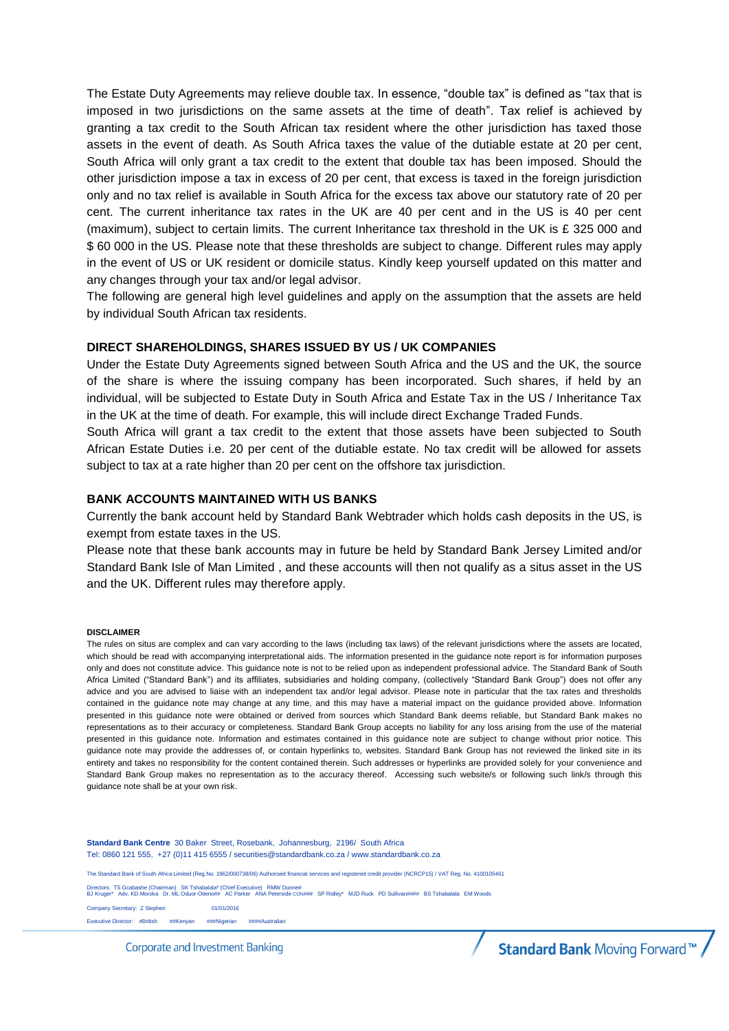The Estate Duty Agreements may relieve double tax. In essence, “double tax” is defined as “tax that is imposed in two jurisdictions on the same assets at the time of death”. Tax relief is achieved by granting a tax credit to the South African tax resident where the other jurisdiction has taxed those assets in the event of death. As South Africa taxes the value of the dutiable estate at 20 per cent, South Africa will only grant a tax credit to the extent that double tax has been imposed. Should the other jurisdiction impose a tax in excess of 20 per cent, that excess is taxed in the foreign jurisdiction only and no tax relief is available in South Africa for the excess tax above our statutory rate of 20 per cent. The current inheritance tax rates in the UK are 40 per cent and in the US is 40 per cent (maximum), subject to certain limits. The current Inheritance tax threshold in the UK is £ 325 000 and $ 60 000 in the US. Please note that these thresholds are subject to change. Different rules may apply in the event of US or UK resident or domicile status. Kindly keep yourself updated on this matter and any changes through your tax and/or legal advisor.

The following are general high level guidelines and apply on the assumption that the assets are held by individual South African tax residents.

## DIRECT SHAREHOLDINGS, SHARES ISSUED BY US / UK COMPANIES

Under the Estate Duty Agreements signed between South Africa and the US and the UK, the source of the share is where the issuing company has been incorporated. Such shares, if held by an individual, will be subjected to Estate Duty in South Africa and Estate Tax in the US / Inheritance Tax in the UK at the time of death. For example, this will include direct Exchange Traded Funds.

South Africa will grant a tax credit to the extent that those assets have been subjected to South African Estate Duties i.e. 20 per cent of the dutiable estate. No tax credit will be allowed for assets subject to tax at a rate higher than 20 per cent on the offshore tax jurisdiction.

## BANK ACCOUNTS MAINTAINED WITH US BANKS

Currently the bank account held by Standard Bank Webtrader which holds cash deposits in the US, is exempt from estate taxes in the US.

Please note that these bank accounts may in future be held by Standard Bank Jersey Limited and/or Standard Bank Isle of Man Limited , and these accounts will then not qualify as a situs asset in the US and the UK. Different rules may therefore apply.

**DISCLAIMER**

The rules on situs are complex and can vary according to the laws (including tax laws) of the relevant jurisdictions where the assets are located, which should be read with accompanying interpretational aids. The information presented in the guidance note report is for information purposes only and does not constitute advice. This guidance note is not to be relied upon as independent professional advice. The Standard Bank of South Africa Limited (“Standard Bank”) and its affiliates, subsidiaries and holding company, (collectively “Standard Bank Group”) does not offer any advice and you are advised to liaise with an independent tax and/or legal advisor. Please note in particular that the tax rates and thresholds contained in the guidance note may change at any time, and this may have a material impact on the guidance provided above. Information presented in this guidance note were obtained or derived from sources which Standard Bank deems reliable, but Standard Bank makes no representations as to their accuracy or completeness. Standard Bank Group accepts no liability for any loss arising from the use of the material presented in this guidance note. Information and estimates contained in this guidance note are subject to change without prior notice. This guidance note may provide the addresses of, or contain links to, websites. Standard Bank Group has not reviewed the linked site in its entirety and takes no responsibility for the content contained therein. Such addresses or hyperlinks are provided solely for your convenience and Standard Bank Group makes no representation as to the accuracy thereof. Accessing such website/s or following such link/s through this guidance note shall be at your own risk.

**Standard Bank Centre** 30 Baker Street, Rosebank, Johannesburg, 2196/ South Africa
Tel: 0860 121 555, +27 (0)11 415 6555 / securities@standardbank.co.za / www.standardbank.co.za

The Standard Bank of South Africa Limited (Reg.No. 1962/000738/06) Authorised financial services and registered credit provider (NCRCP15) / VAT Reg. No. 4100105461

Directors: TS Gcabashe (Chairman) SK Tshabalala* (Chief Executive) RMW Dunne#
BJ Kruger* Adv. KD Moroka Dr. ML Oduor-Otieno## AC Parker ANA Peterside CON### SP Ridley* MJD Ruck PD Sullivan#### BS Tshabalala EM Woods

Company Secretary: Z Stephen 01/01/2016

Executive Director: #British ##Kenyan ###Nigerian ####Australian

Corporate and Investment Banking

Standard Bank Moving Forward™